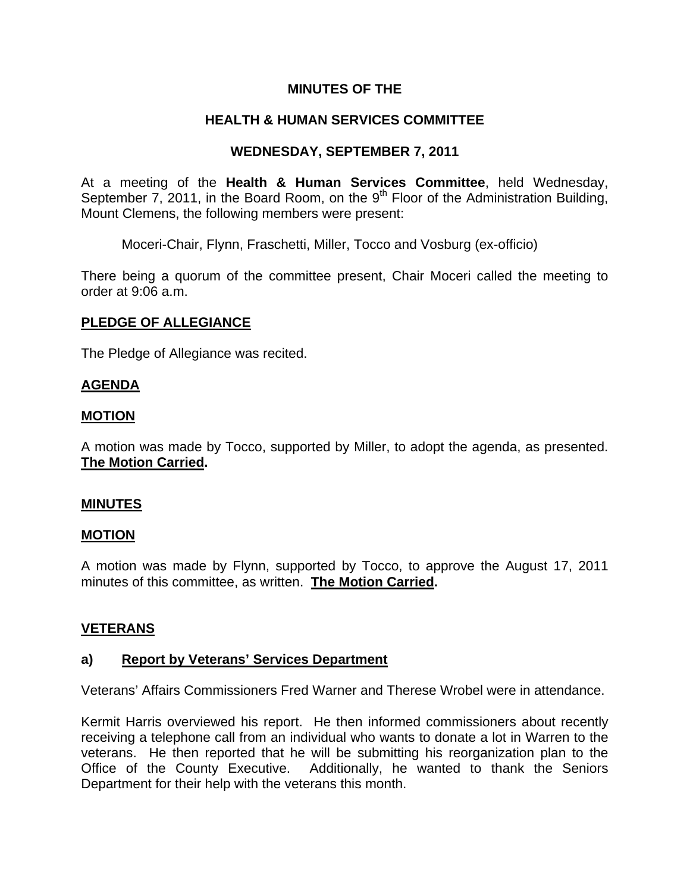# MINUTES OF THE

# HEALTH & HUMAN SERVICES COMMITTEE

# WEDNESDAY, SEPTEMBER 7, 2011

At a meeting of the **Health & Human Services Committee**, held Wednesday, September 7, 2011, in the Board Room, on the 9th Floor of the Administration Building, Mount Clemens, the following members were present:

Moceri-Chair, Flynn, Fraschetti, Miller, Tocco and Vosburg (ex-officio)

There being a quorum of the committee present, Chair Moceri called the meeting to order at 9:06 a.m.

## PLEDGE OF ALLEGIANCE

The Pledge of Allegiance was recited.

## AGENDA

### MOTION

A motion was made by Tocco, supported by Miller, to adopt the agenda, as presented. **The Motion Carried.**

## MINUTES

### MOTION

A motion was made by Flynn, supported by Tocco, to approve the August 17, 2011 minutes of this committee, as written. **The Motion Carried.**

## VETERANS

### a) Report by Veterans' Services Department

Veterans' Affairs Commissioners Fred Warner and Therese Wrobel were in attendance.

Kermit Harris overviewed his report. He then informed commissioners about recently receiving a telephone call from an individual who wants to donate a lot in Warren to the veterans. He then reported that he will be submitting his reorganization plan to the Office of the County Executive. Additionally, he wanted to thank the Seniors Department for their help with the veterans this month.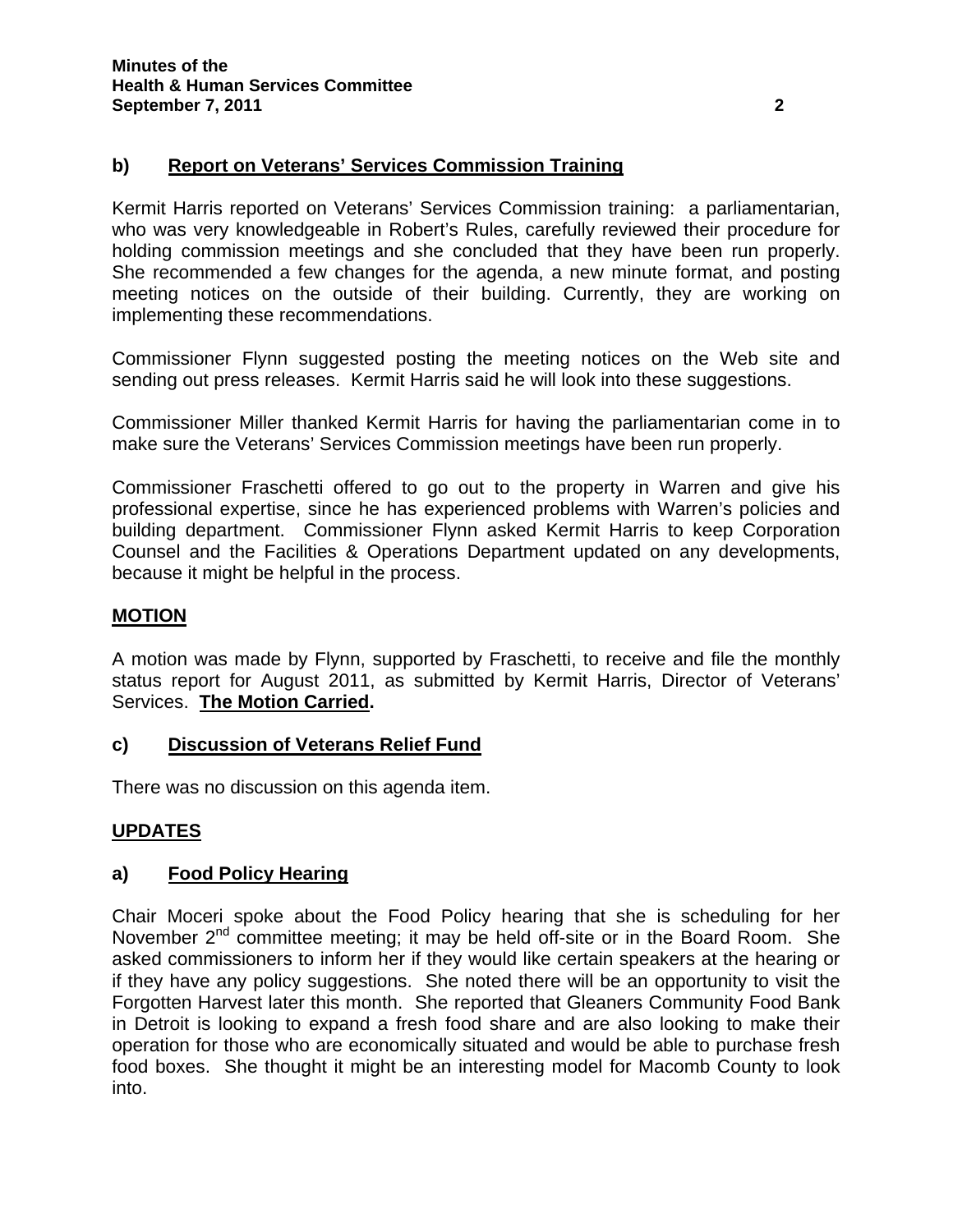### b) Report on Veterans' Services Commission Training

Kermit Harris reported on Veterans' Services Commission training: a parliamentarian, who was very knowledgeable in Robert's Rules, carefully reviewed their procedure for holding commission meetings and she concluded that they have been run properly. She recommended a few changes for the agenda, a new minute format, and posting meeting notices on the outside of their building. Currently, they are working on implementing these recommendations.

Commissioner Flynn suggested posting the meeting notices on the Web site and sending out press releases. Kermit Harris said he will look into these suggestions.

Commissioner Miller thanked Kermit Harris for having the parliamentarian come in to make sure the Veterans' Services Commission meetings have been run properly.

Commissioner Fraschetti offered to go out to the property in Warren and give his professional expertise, since he has experienced problems with Warren's policies and building department. Commissioner Flynn asked Kermit Harris to keep Corporation Counsel and the Facilities & Operations Department updated on any developments, because it might be helpful in the process.

### MOTION

A motion was made by Flynn, supported by Fraschetti, to receive and file the monthly status report for August 2011, as submitted by Kermit Harris, Director of Veterans' Services. **The Motion Carried.**

### c) Discussion of Veterans Relief Fund

There was no discussion on this agenda item.

### UPDATES

### a) Food Policy Hearing

Chair Moceri spoke about the Food Policy hearing that she is scheduling for her November 2nd committee meeting; it may be held off-site or in the Board Room. She asked commissioners to inform her if they would like certain speakers at the hearing or if they have any policy suggestions. She noted there will be an opportunity to visit the Forgotten Harvest later this month. She reported that Gleaners Community Food Bank in Detroit is looking to expand a fresh food share and are also looking to make their operation for those who are economically situated and would be able to purchase fresh food boxes. She thought it might be an interesting model for Macomb County to look into.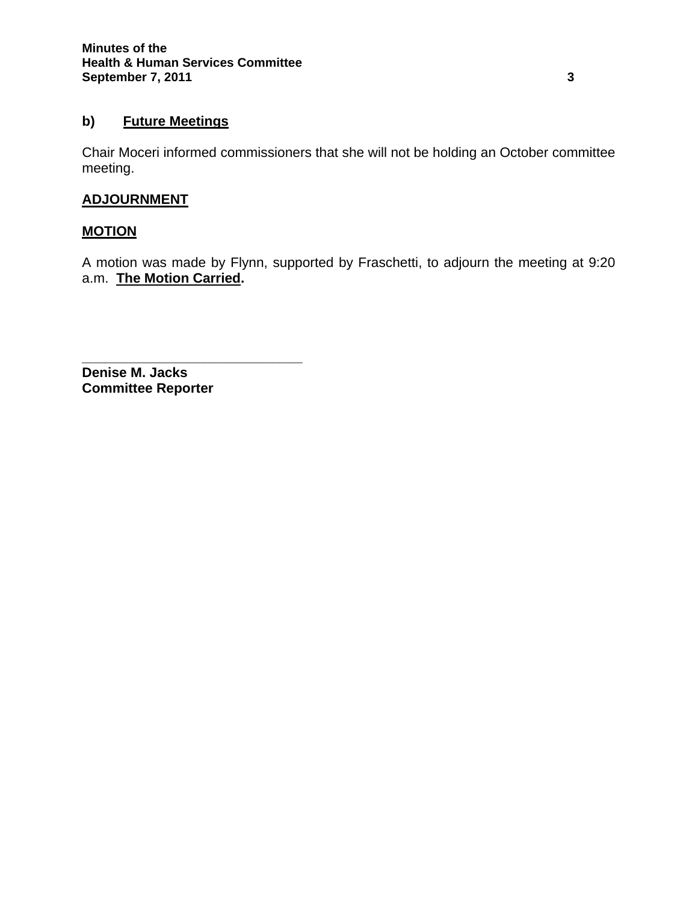**b) <u>Future Meetings</u>**

Chair Moceri informed commissioners that she will not be holding an October committee meeting.

**<u>ADJOURNMENT</u>**

**<u>MOTION</u>**

A motion was made by Flynn, supported by Fraschetti, to adjourn the meeting at 9:20 a.m. **<u>The Motion Carried</u>.**

______________________________
**Denise M. Jacks**
**Committee Reporter**